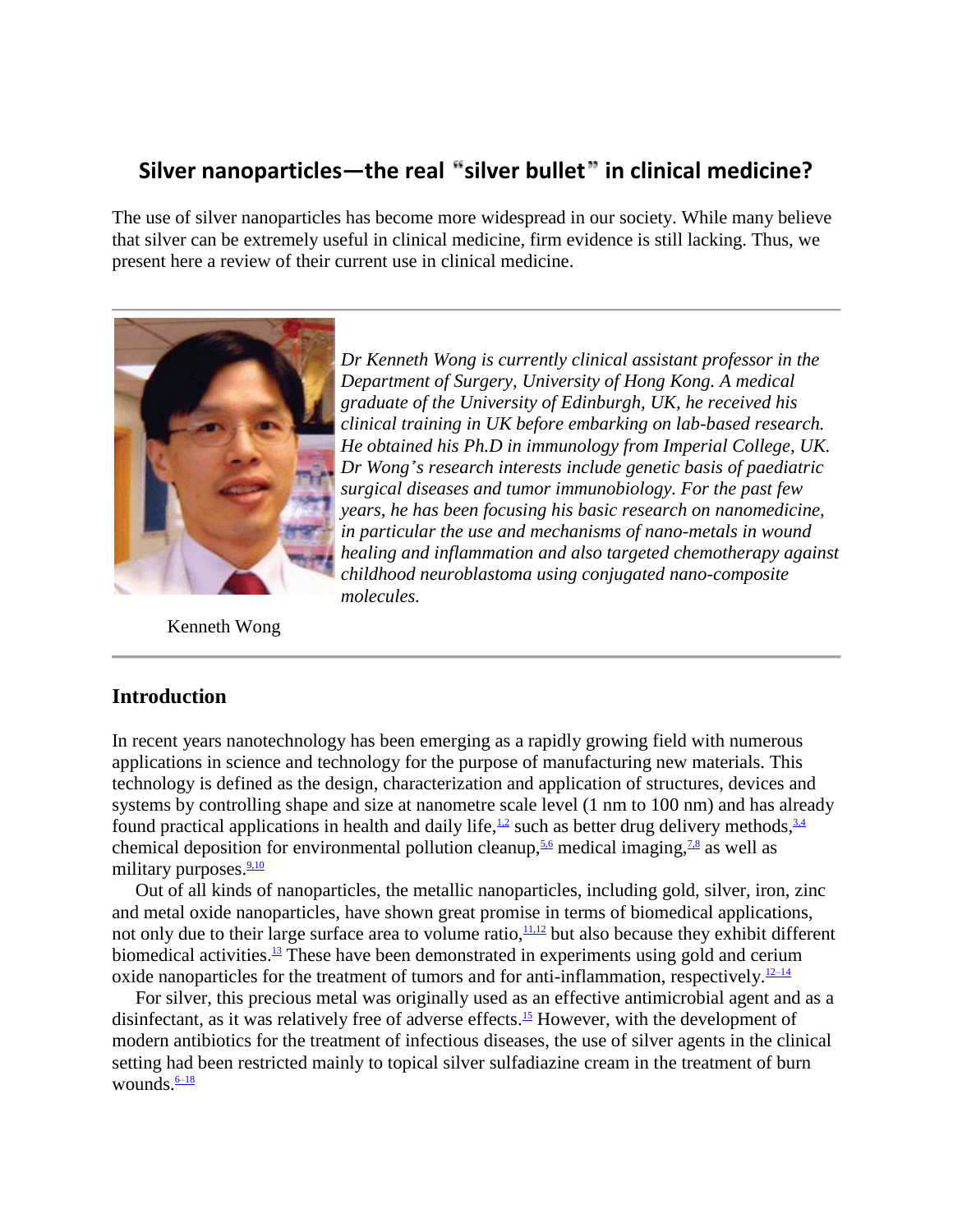# Silver nanoparticles—the real "silver bullet" in clinical medicine?

The use of silver nanoparticles has become more widespread in our society. While many believe that silver can be extremely useful in clinical medicine, firm evidence is still lacking. Thus, we present here a review of their current use in clinical medicine.

---

*Dr Kenneth Wong is currently clinical assistant professor in the Department of Surgery, University of Hong Kong. A medical graduate of the University of Edinburgh, UK, he received his clinical training in UK before embarking on lab-based research. He obtained his Ph.D in immunology from Imperial College, UK. Dr Wong's research interests include genetic basis of paediatric surgical diseases and tumor immunobiology. For the past few years, he has been focusing his basic research on nanomedicine, in particular the use and mechanisms of nano-metals in wound healing and inflammation and also targeted chemotherapy against childhood neuroblastoma using conjugated nano-composite molecules.*

Kenneth Wong

---

## Introduction

In recent years nanotechnology has been emerging as a rapidly growing field with numerous applications in science and technology for the purpose of manufacturing new materials. This technology is defined as the design, characterization and application of structures, devices and systems by controlling shape and size at nanometre scale level (1 nm to 100 nm) and has already found practical applications in health and daily life,[1,2] such as better drug delivery methods,[3,4] chemical deposition for environmental pollution cleanup,[5,6] medical imaging,[7,8] as well as military purposes.[9,10]

Out of all kinds of nanoparticles, the metallic nanoparticles, including gold, silver, iron, zinc and metal oxide nanoparticles, have shown great promise in terms of biomedical applications, not only due to their large surface area to volume ratio,[11,12] but also because they exhibit different biomedical activities.[13] These have been demonstrated in experiments using gold and cerium oxide nanoparticles for the treatment of tumors and for anti-inflammation, respectively.[12–14]

For silver, this precious metal was originally used as an effective antimicrobial agent and as a disinfectant, as it was relatively free of adverse effects.[15] However, with the development of modern antibiotics for the treatment of infectious diseases, the use of silver agents in the clinical setting had been restricted mainly to topical silver sulfadiazine cream in the treatment of burn wounds.[6–18]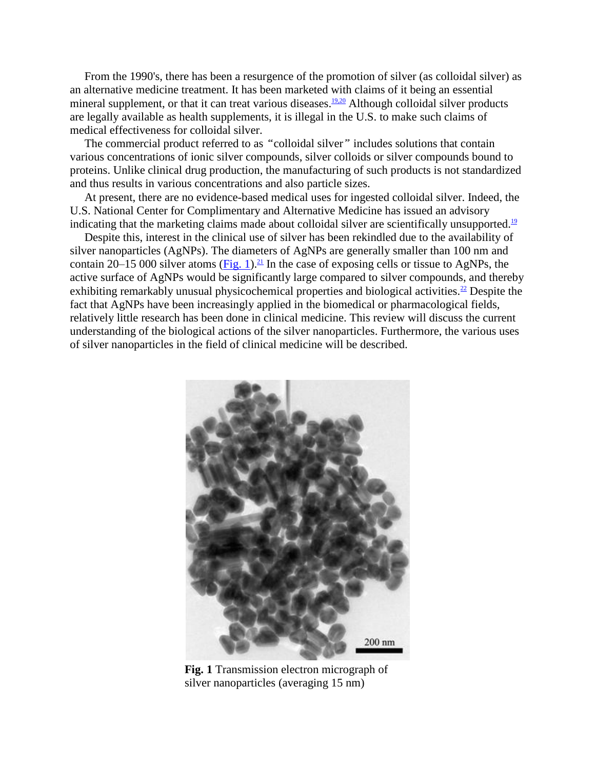From the 1990's, there has been a resurgence of the promotion of silver (as colloidal silver) as an alternative medicine treatment. It has been marketed with claims of it being an essential mineral supplement, or that it can treat various diseases.[19,20] Although colloidal silver products are legally available as health supplements, it is illegal in the U.S. to make such claims of medical effectiveness for colloidal silver.

The commercial product referred to as "colloidal silver" includes solutions that contain various concentrations of ionic silver compounds, silver colloids or silver compounds bound to proteins. Unlike clinical drug production, the manufacturing of such products is not standardized and thus results in various concentrations and also particle sizes.

At present, there are no evidence-based medical uses for ingested colloidal silver. Indeed, the U.S. National Center for Complimentary and Alternative Medicine has issued an advisory indicating that the marketing claims made about colloidal silver are scientifically unsupported.[19]

Despite this, interest in the clinical use of silver has been rekindled due to the availability of silver nanoparticles (AgNPs). The diameters of AgNPs are generally smaller than 100 nm and contain 20–15 000 silver atoms (Fig. 1).[21] In the case of exposing cells or tissue to AgNPs, the active surface of AgNPs would be significantly large compared to silver compounds, and thereby exhibiting remarkably unusual physicochemical properties and biological activities.[22] Despite the fact that AgNPs have been increasingly applied in the biomedical or pharmacological fields, relatively little research has been done in clinical medicine. This review will discuss the current understanding of the biological actions of the silver nanoparticles. Furthermore, the various uses of silver nanoparticles in the field of clinical medicine will be described.

**Fig. 1** Transmission electron micrograph of silver nanoparticles (averaging 15 nm)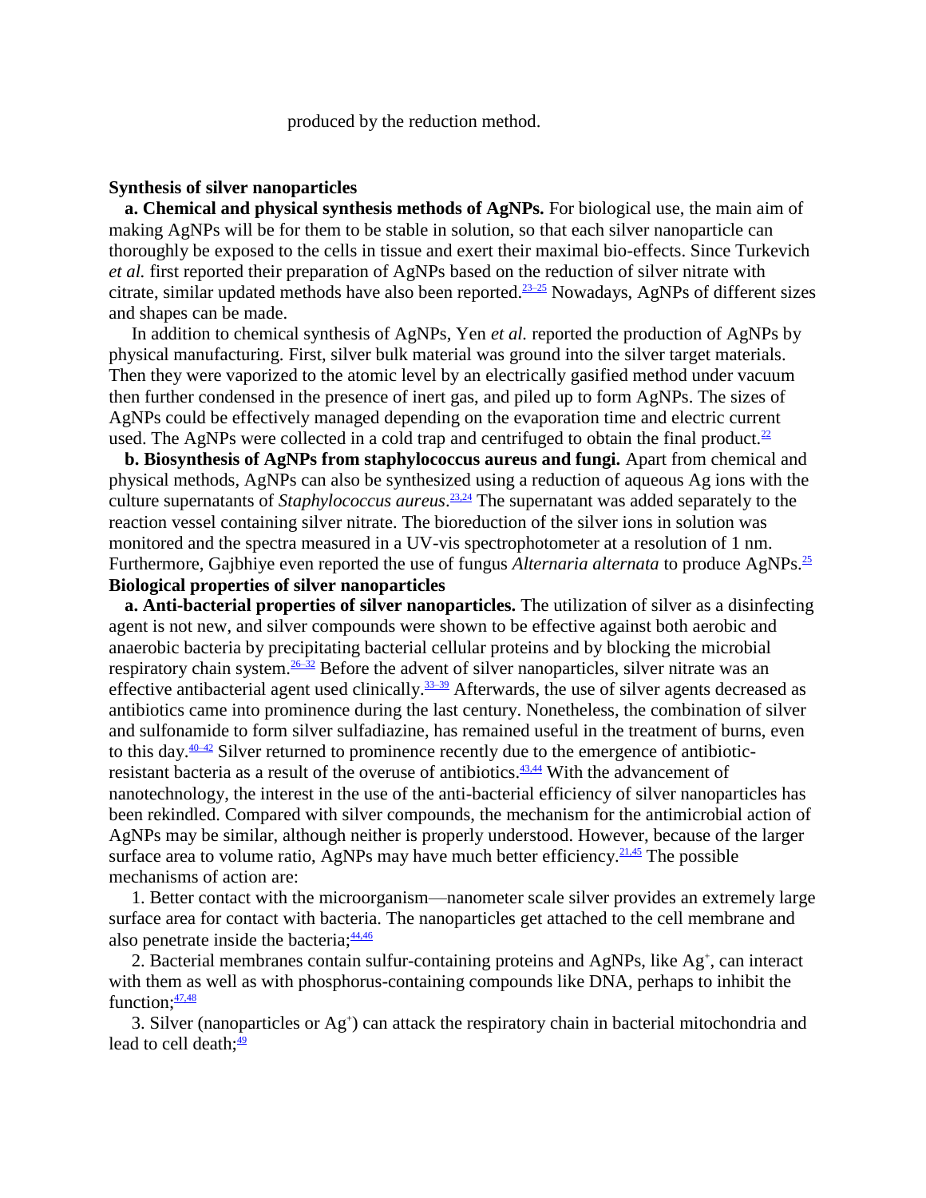produced by the reduction method.

## Synthesis of silver nanoparticles

**a. Chemical and physical synthesis methods of AgNPs.** For biological use, the main aim of making AgNPs will be for them to be stable in solution, so that each silver nanoparticle can thoroughly be exposed to the cells in tissue and exert their maximal bio-effects. Since Turkevich *et al.* first reported their preparation of AgNPs based on the reduction of silver nitrate with citrate, similar updated methods have also been reported.[23–25] Nowadays, AgNPs of different sizes and shapes can be made.

In addition to chemical synthesis of AgNPs, Yen *et al.* reported the production of AgNPs by physical manufacturing. First, silver bulk material was ground into the silver target materials. Then they were vaporized to the atomic level by an electrically gasified method under vacuum then further condensed in the presence of inert gas, and piled up to form AgNPs. The sizes of AgNPs could be effectively managed depending on the evaporation time and electric current used. The AgNPs were collected in a cold trap and centrifuged to obtain the final product.[22]

**b. Biosynthesis of AgNPs from staphylococcus aureus and fungi.** Apart from chemical and physical methods, AgNPs can also be synthesized using a reduction of aqueous Ag ions with the culture supernatants of *Staphylococcus aureus*.[23,24] The supernatant was added separately to the reaction vessel containing silver nitrate. The bioreduction of the silver ions in solution was monitored and the spectra measured in a UV-vis spectrophotometer at a resolution of 1 nm. Furthermore, Gajbhiye even reported the use of fungus *Alternaria alternata* to produce AgNPs.[25]

## Biological properties of silver nanoparticles

**a. Anti-bacterial properties of silver nanoparticles.** The utilization of silver as a disinfecting agent is not new, and silver compounds were shown to be effective against both aerobic and anaerobic bacteria by precipitating bacterial cellular proteins and by blocking the microbial respiratory chain system.[26–32] Before the advent of silver nanoparticles, silver nitrate was an effective antibacterial agent used clinically.[33–39] Afterwards, the use of silver agents decreased as antibiotics came into prominence during the last century. Nonetheless, the combination of silver and sulfonamide to form silver sulfadiazine, has remained useful in the treatment of burns, even to this day.[40–42] Silver returned to prominence recently due to the emergence of antibiotic-resistant bacteria as a result of the overuse of antibiotics.[43,44] With the advancement of nanotechnology, the interest in the use of the anti-bacterial efficiency of silver nanoparticles has been rekindled. Compared with silver compounds, the mechanism for the antimicrobial action of AgNPs may be similar, although neither is properly understood. However, because of the larger surface area to volume ratio, AgNPs may have much better efficiency.[21,45] The possible mechanisms of action are:

1. Better contact with the microorganism—nanometer scale silver provides an extremely large surface area for contact with bacteria. The nanoparticles get attached to the cell membrane and also penetrate inside the bacteria;[44,46]

2. Bacterial membranes contain sulfur-containing proteins and AgNPs, like $Ag^+$, can interact with them as well as with phosphorus-containing compounds like DNA, perhaps to inhibit the function;[47,48]

3. Silver (nanoparticles or $Ag^+$) can attack the respiratory chain in bacterial mitochondria and lead to cell death;[49]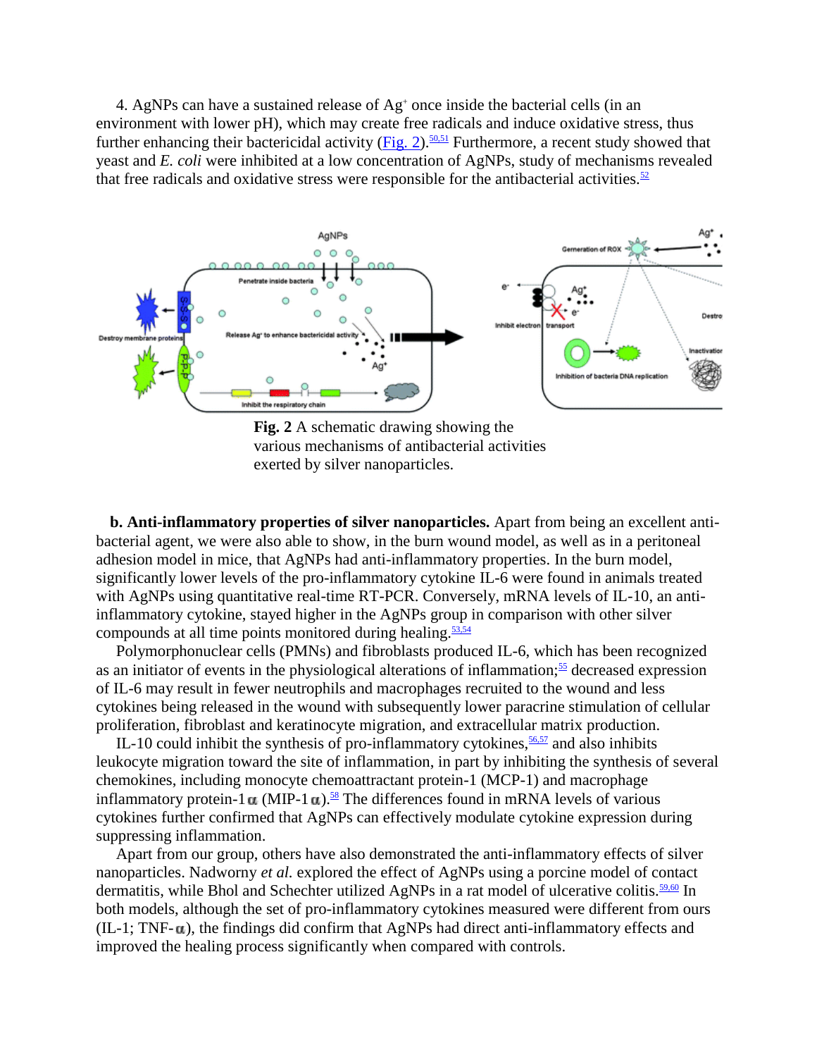4. AgNPs can have a sustained release of $Ag^+$ once inside the bacterial cells (in an environment with lower pH), which may create free radicals and induce oxidative stress, thus further enhancing their bactericidal activity (Fig. 2).[50,51] Furthermore, a recent study showed that yeast and *E. coli* were inhibited at a low concentration of AgNPs, study of mechanisms revealed that free radicals and oxidative stress were responsible for the antibacterial activities.[52]

**Fig. 2** A schematic drawing showing the various mechanisms of antibacterial activities exerted by silver nanoparticles.

**b. Anti-inflammatory properties of silver nanoparticles.** Apart from being an excellent anti-bacterial agent, we were also able to show, in the burn wound model, as well as in a peritoneal adhesion model in mice, that AgNPs had anti-inflammatory properties. In the burn model, significantly lower levels of the pro-inflammatory cytokine IL-6 were found in animals treated with AgNPs using quantitative real-time RT-PCR. Conversely, mRNA levels of IL-10, an anti-inflammatory cytokine, stayed higher in the AgNPs group in comparison with other silver compounds at all time points monitored during healing.[53,54]

Polymorphonuclear cells (PMNs) and fibroblasts produced IL-6, which has been recognized as an initiator of events in the physiological alterations of inflammation;[55] decreased expression of IL-6 may result in fewer neutrophils and macrophages recruited to the wound and less cytokines being released in the wound with subsequently lower paracrine stimulation of cellular proliferation, fibroblast and keratinocyte migration, and extracellular matrix production.

IL-10 could inhibit the synthesis of pro-inflammatory cytokines,[56,57] and also inhibits leukocyte migration toward the site of inflammation, in part by inhibiting the synthesis of several chemokines, including monocyte chemoattractant protein-1 (MCP-1) and macrophage inflammatory protein-1α (MIP-1α).[58] The differences found in mRNA levels of various cytokines further confirmed that AgNPs can effectively modulate cytokine expression during suppressing inflammation.

Apart from our group, others have also demonstrated the anti-inflammatory effects of silver nanoparticles. Nadworny *et al.* explored the effect of AgNPs using a porcine model of contact dermatitis, while Bhol and Schechter utilized AgNPs in a rat model of ulcerative colitis.[59,60] In both models, although the set of pro-inflammatory cytokines measured were different from ours (IL-1; TNF-α), the findings did confirm that AgNPs had direct anti-inflammatory effects and improved the healing process significantly when compared with controls.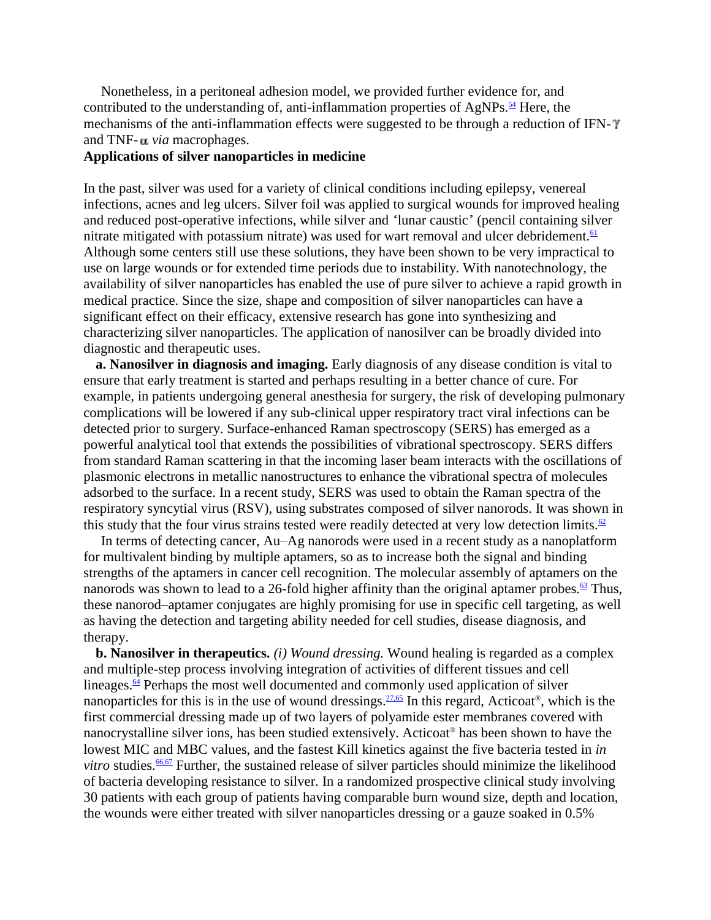Nonetheless, in a peritoneal adhesion model, we provided further evidence for, and contributed to the understanding of, anti-inflammation properties of AgNPs.[54] Here, the mechanisms of the anti-inflammation effects were suggested to be through a reduction of IFN-$\gamma$ and TNF-$\alpha$ *via* macrophages.

**Applications of silver nanoparticles in medicine**

In the past, silver was used for a variety of clinical conditions including epilepsy, venereal infections, acnes and leg ulcers. Silver foil was applied to surgical wounds for improved healing and reduced post-operative infections, while silver and 'lunar caustic' (pencil containing silver nitrate mitigated with potassium nitrate) was used for wart removal and ulcer debridement.[61] Although some centers still use these solutions, they have been shown to be very impractical to use on large wounds or for extended time periods due to instability. With nanotechnology, the availability of silver nanoparticles has enabled the use of pure silver to achieve a rapid growth in medical practice. Since the size, shape and composition of silver nanoparticles can have a significant effect on their efficacy, extensive research has gone into synthesizing and characterizing silver nanoparticles. The application of nanosilver can be broadly divided into diagnostic and therapeutic uses.

**a. Nanosilver in diagnosis and imaging.** Early diagnosis of any disease condition is vital to ensure that early treatment is started and perhaps resulting in a better chance of cure. For example, in patients undergoing general anesthesia for surgery, the risk of developing pulmonary complications will be lowered if any sub-clinical upper respiratory tract viral infections can be detected prior to surgery. Surface-enhanced Raman spectroscopy (SERS) has emerged as a powerful analytical tool that extends the possibilities of vibrational spectroscopy. SERS differs from standard Raman scattering in that the incoming laser beam interacts with the oscillations of plasmonic electrons in metallic nanostructures to enhance the vibrational spectra of molecules adsorbed to the surface. In a recent study, SERS was used to obtain the Raman spectra of the respiratory syncytial virus (RSV), using substrates composed of silver nanorods. It was shown in this study that the four virus strains tested were readily detected at very low detection limits.[62]

In terms of detecting cancer, Au–Ag nanorods were used in a recent study as a nanoplatform for multivalent binding by multiple aptamers, so as to increase both the signal and binding strengths of the aptamers in cancer cell recognition. The molecular assembly of aptamers on the nanorods was shown to lead to a 26-fold higher affinity than the original aptamer probes.[63] Thus, these nanorod–aptamer conjugates are highly promising for use in specific cell targeting, as well as having the detection and targeting ability needed for cell studies, disease diagnosis, and therapy.

**b. Nanosilver in therapeutics.** *(i) Wound dressing.* Wound healing is regarded as a complex and multiple-step process involving integration of activities of different tissues and cell lineages.[64] Perhaps the most well documented and commonly used application of silver nanoparticles for this is in the use of wound dressings.[27,65] In this regard, Acticoat®, which is the first commercial dressing made up of two layers of polyamide ester membranes covered with nanocrystalline silver ions, has been studied extensively. Acticoat® has been shown to have the lowest MIC and MBC values, and the fastest Kill kinetics against the five bacteria tested in *in vitro* studies.[66,67] Further, the sustained release of silver particles should minimize the likelihood of bacteria developing resistance to silver. In a randomized prospective clinical study involving 30 patients with each group of patients having comparable burn wound size, depth and location, the wounds were either treated with silver nanoparticles dressing or a gauze soaked in 0.5%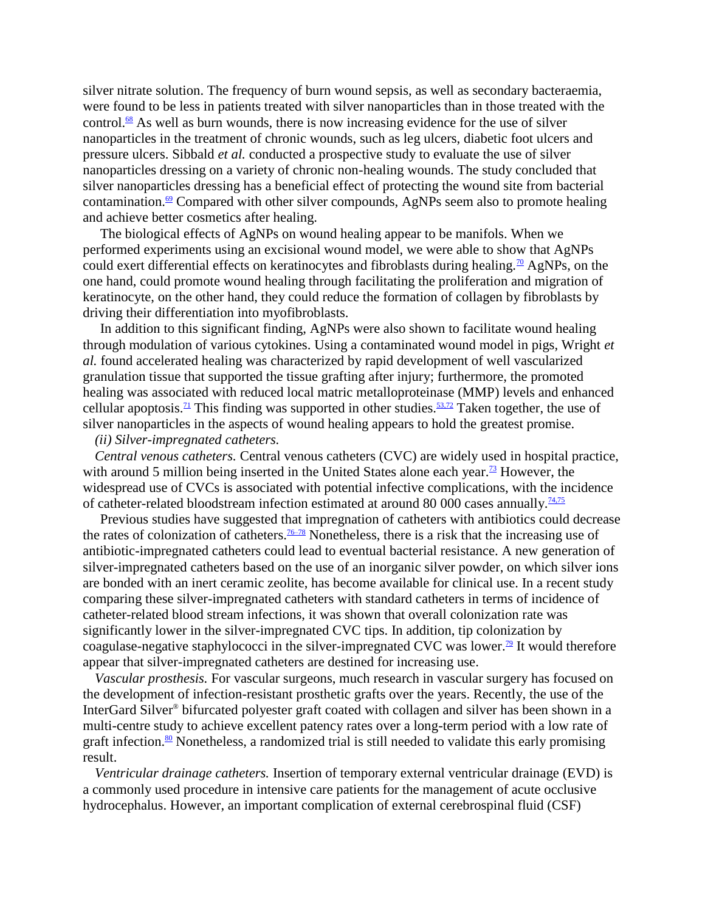silver nitrate solution. The frequency of burn wound sepsis, as well as secondary bacteraemia, were found to be less in patients treated with silver nanoparticles than in those treated with the control.[68] As well as burn wounds, there is now increasing evidence for the use of silver nanoparticles in the treatment of chronic wounds, such as leg ulcers, diabetic foot ulcers and pressure ulcers. Sibbald *et al.* conducted a prospective study to evaluate the use of silver nanoparticles dressing on a variety of chronic non-healing wounds. The study concluded that silver nanoparticles dressing has a beneficial effect of protecting the wound site from bacterial contamination.[69] Compared with other silver compounds, AgNPs seem also to promote healing and achieve better cosmetics after healing.

The biological effects of AgNPs on wound healing appear to be manifols. When we performed experiments using an excisional wound model, we were able to show that AgNPs could exert differential effects on keratinocytes and fibroblasts during healing.[70] AgNPs, on the one hand, could promote wound healing through facilitating the proliferation and migration of keratinocyte, on the other hand, they could reduce the formation of collagen by fibroblasts by driving their differentiation into myofibroblasts.

In addition to this significant finding, AgNPs were also shown to facilitate wound healing through modulation of various cytokines. Using a contaminated wound model in pigs, Wright *et al.* found accelerated healing was characterized by rapid development of well vascularized granulation tissue that supported the tissue grafting after injury; furthermore, the promoted healing was associated with reduced local matric metalloproteinase (MMP) levels and enhanced cellular apoptosis.[71] This finding was supported in other studies.[53,72] Taken together, the use of silver nanoparticles in the aspects of wound healing appears to hold the greatest promise.

*(ii) Silver-impregnated catheters.*

*Central venous catheters.* Central venous catheters (CVC) are widely used in hospital practice, with around 5 million being inserted in the United States alone each year.[73] However, the widespread use of CVCs is associated with potential infective complications, with the incidence of catheter-related bloodstream infection estimated at around 80 000 cases annually.[74,75]

Previous studies have suggested that impregnation of catheters with antibiotics could decrease the rates of colonization of catheters.[76–78] Nonetheless, there is a risk that the increasing use of antibiotic-impregnated catheters could lead to eventual bacterial resistance. A new generation of silver-impregnated catheters based on the use of an inorganic silver powder, on which silver ions are bonded with an inert ceramic zeolite, has become available for clinical use. In a recent study comparing these silver-impregnated catheters with standard catheters in terms of incidence of catheter-related blood stream infections, it was shown that overall colonization rate was significantly lower in the silver-impregnated CVC tips. In addition, tip colonization by coagulase-negative staphylococci in the silver-impregnated CVC was lower.[79] It would therefore appear that silver-impregnated catheters are destined for increasing use.

*Vascular prosthesis.* For vascular surgeons, much research in vascular surgery has focused on the development of infection-resistant prosthetic grafts over the years. Recently, the use of the InterGard Silver® bifurcated polyester graft coated with collagen and silver has been shown in a multi-centre study to achieve excellent patency rates over a long-term period with a low rate of graft infection.[80] Nonetheless, a randomized trial is still needed to validate this early promising result.

*Ventricular drainage catheters.* Insertion of temporary external ventricular drainage (EVD) is a commonly used procedure in intensive care patients for the management of acute occlusive hydrocephalus. However, an important complication of external cerebrospinal fluid (CSF)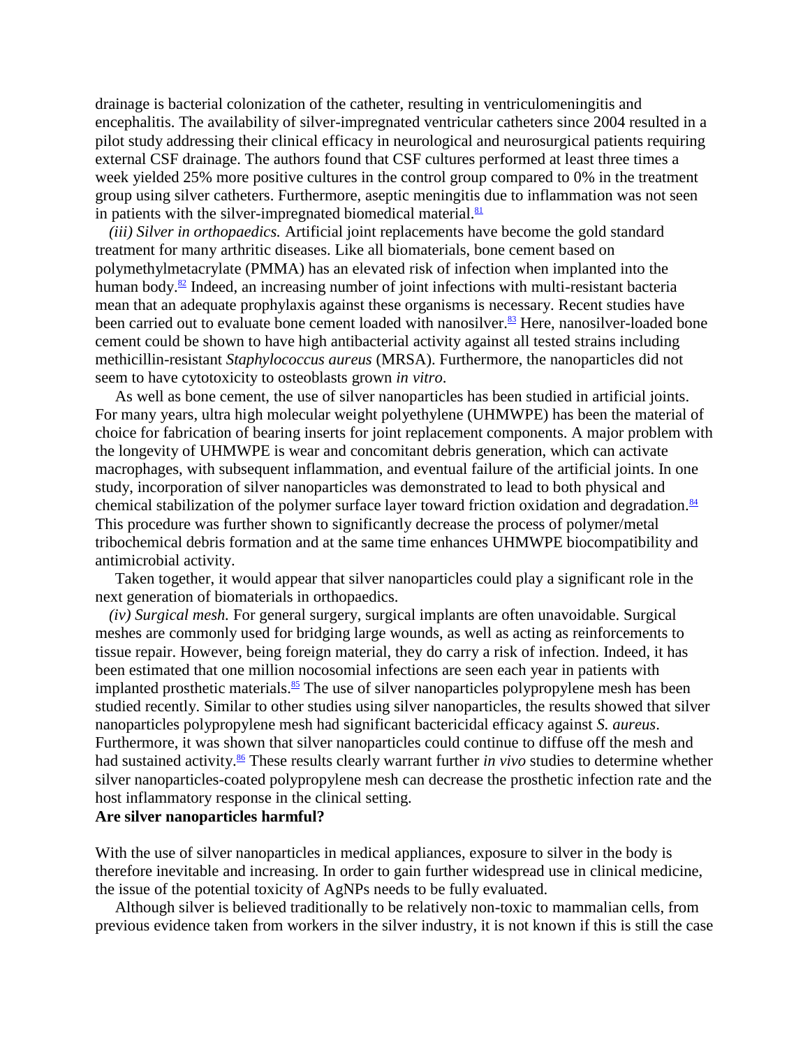drainage is bacterial colonization of the catheter, resulting in ventriculomeningitis and encephalitis. The availability of silver-impregnated ventricular catheters since 2004 resulted in a pilot study addressing their clinical efficacy in neurological and neurosurgical patients requiring external CSF drainage. The authors found that CSF cultures performed at least three times a week yielded 25% more positive cultures in the control group compared to 0% in the treatment group using silver catheters. Furthermore, aseptic meningitis due to inflammation was not seen in patients with the silver-impregnated biomedical material.[81]

*(iii) Silver in orthopaedics.* Artificial joint replacements have become the gold standard treatment for many arthritic diseases. Like all biomaterials, bone cement based on polymethylmetacrylate (PMMA) has an elevated risk of infection when implanted into the human body.[82] Indeed, an increasing number of joint infections with multi-resistant bacteria mean that an adequate prophylaxis against these organisms is necessary. Recent studies have been carried out to evaluate bone cement loaded with nanosilver.[83] Here, nanosilver-loaded bone cement could be shown to have high antibacterial activity against all tested strains including methicillin-resistant *Staphylococcus aureus* (MRSA). Furthermore, the nanoparticles did not seem to have cytotoxicity to osteoblasts grown *in vitro*.

As well as bone cement, the use of silver nanoparticles has been studied in artificial joints. For many years, ultra high molecular weight polyethylene (UHMWPE) has been the material of choice for fabrication of bearing inserts for joint replacement components. A major problem with the longevity of UHMWPE is wear and concomitant debris generation, which can activate macrophages, with subsequent inflammation, and eventual failure of the artificial joints. In one study, incorporation of silver nanoparticles was demonstrated to lead to both physical and chemical stabilization of the polymer surface layer toward friction oxidation and degradation.[84] This procedure was further shown to significantly decrease the process of polymer/metal tribochemical debris formation and at the same time enhances UHMWPE biocompatibility and antimicrobial activity.

Taken together, it would appear that silver nanoparticles could play a significant role in the next generation of biomaterials in orthopaedics.

*(iv) Surgical mesh.* For general surgery, surgical implants are often unavoidable. Surgical meshes are commonly used for bridging large wounds, as well as acting as reinforcements to tissue repair. However, being foreign material, they do carry a risk of infection. Indeed, it has been estimated that one million nocosomial infections are seen each year in patients with implanted prosthetic materials.[85] The use of silver nanoparticles polypropylene mesh has been studied recently. Similar to other studies using silver nanoparticles, the results showed that silver nanoparticles polypropylene mesh had significant bactericidal efficacy against *S. aureus*. Furthermore, it was shown that silver nanoparticles could continue to diffuse off the mesh and had sustained activity.[86] These results clearly warrant further *in vivo* studies to determine whether silver nanoparticles-coated polypropylene mesh can decrease the prosthetic infection rate and the host inflammatory response in the clinical setting.

## Are silver nanoparticles harmful?

With the use of silver nanoparticles in medical appliances, exposure to silver in the body is therefore inevitable and increasing. In order to gain further widespread use in clinical medicine, the issue of the potential toxicity of AgNPs needs to be fully evaluated.

Although silver is believed traditionally to be relatively non-toxic to mammalian cells, from previous evidence taken from workers in the silver industry, it is not known if this is still the case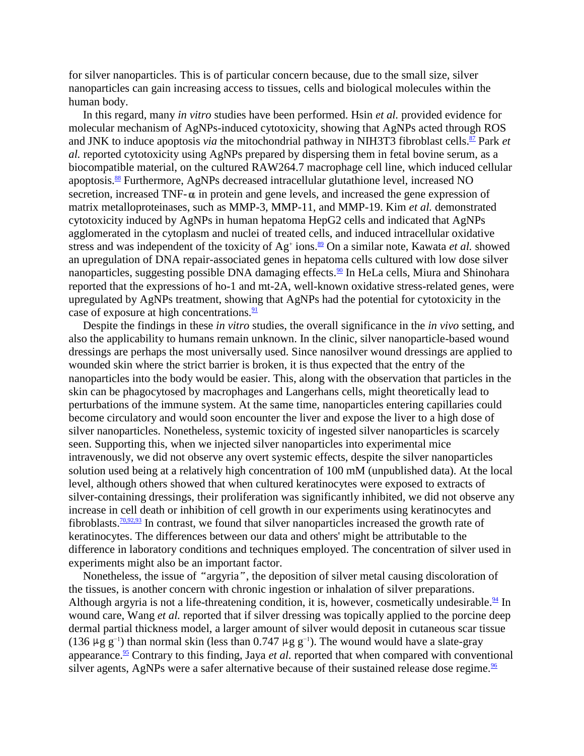for silver nanoparticles. This is of particular concern because, due to the small size, silver nanoparticles can gain increasing access to tissues, cells and biological molecules within the human body.

In this regard, many *in vitro* studies have been performed. Hsin *et al.* provided evidence for molecular mechanism of AgNPs-induced cytotoxicity, showing that AgNPs acted through ROS and JNK to induce apoptosis *via* the mitochondrial pathway in NIH3T3 fibroblast cells.[87] Park *et al.* reported cytotoxicity using AgNPs prepared by dispersing them in fetal bovine serum, as a biocompatible material, on the cultured RAW264.7 macrophage cell line, which induced cellular apoptosis.[88] Furthermore, AgNPs decreased intracellular glutathione level, increased NO secretion, increased TNF-$\alpha$ in protein and gene levels, and increased the gene expression of matrix metalloproteinases, such as MMP-3, MMP-11, and MMP-19. Kim *et al.* demonstrated cytotoxicity induced by AgNPs in human hepatoma HepG2 cells and indicated that AgNPs agglomerated in the cytoplasm and nuclei of treated cells, and induced intracellular oxidative stress and was independent of the toxicity of $Ag^+$ ions.[89] On a similar note, Kawata *et al.* showed an upregulation of DNA repair-associated genes in hepatoma cells cultured with low dose silver nanoparticles, suggesting possible DNA damaging effects.[90] In HeLa cells, Miura and Shinohara reported that the expressions of ho-1 and mt-2A, well-known oxidative stress-related genes, were upregulated by AgNPs treatment, showing that AgNPs had the potential for cytotoxicity in the case of exposure at high concentrations.[91]

Despite the findings in these *in vitro* studies, the overall significance in the *in vivo* setting, and also the applicability to humans remain unknown. In the clinic, silver nanoparticle-based wound dressings are perhaps the most universally used. Since nanosilver wound dressings are applied to wounded skin where the strict barrier is broken, it is thus expected that the entry of the nanoparticles into the body would be easier. This, along with the observation that particles in the skin can be phagocytosed by macrophages and Langerhans cells, might theoretically lead to perturbations of the immune system. At the same time, nanoparticles entering capillaries could become circulatory and would soon encounter the liver and expose the liver to a high dose of silver nanoparticles. Nonetheless, systemic toxicity of ingested silver nanoparticles is scarcely seen. Supporting this, when we injected silver nanoparticles into experimental mice intravenously, we did not observe any overt systemic effects, despite the silver nanoparticles solution used being at a relatively high concentration of 100 mM (unpublished data). At the local level, although others showed that when cultured keratinocytes were exposed to extracts of silver-containing dressings, their proliferation was significantly inhibited, we did not observe any increase in cell death or inhibition of cell growth in our experiments using keratinocytes and fibroblasts.[70,92,93] In contrast, we found that silver nanoparticles increased the growth rate of keratinocytes. The differences between our data and others' might be attributable to the difference in laboratory conditions and techniques employed. The concentration of silver used in experiments might also be an important factor.

Nonetheless, the issue of "argyria", the deposition of silver metal causing discoloration of the tissues, is another concern with chronic ingestion or inhalation of silver preparations. Although argyria is not a life-threatening condition, it is, however, cosmetically undesirable.[94] In wound care, Wang *et al.* reported that if silver dressing was topically applied to the porcine deep dermal partial thickness model, a larger amount of silver would deposit in cutaneous scar tissue (136 $\mu g\ g^{-1}$) than normal skin (less than 0.747 $\mu g\ g^{-1}$). The wound would have a slate-gray appearance.[95] Contrary to this finding, Jaya *et al.* reported that when compared with conventional silver agents, AgNPs were a safer alternative because of their sustained release dose regime.[96]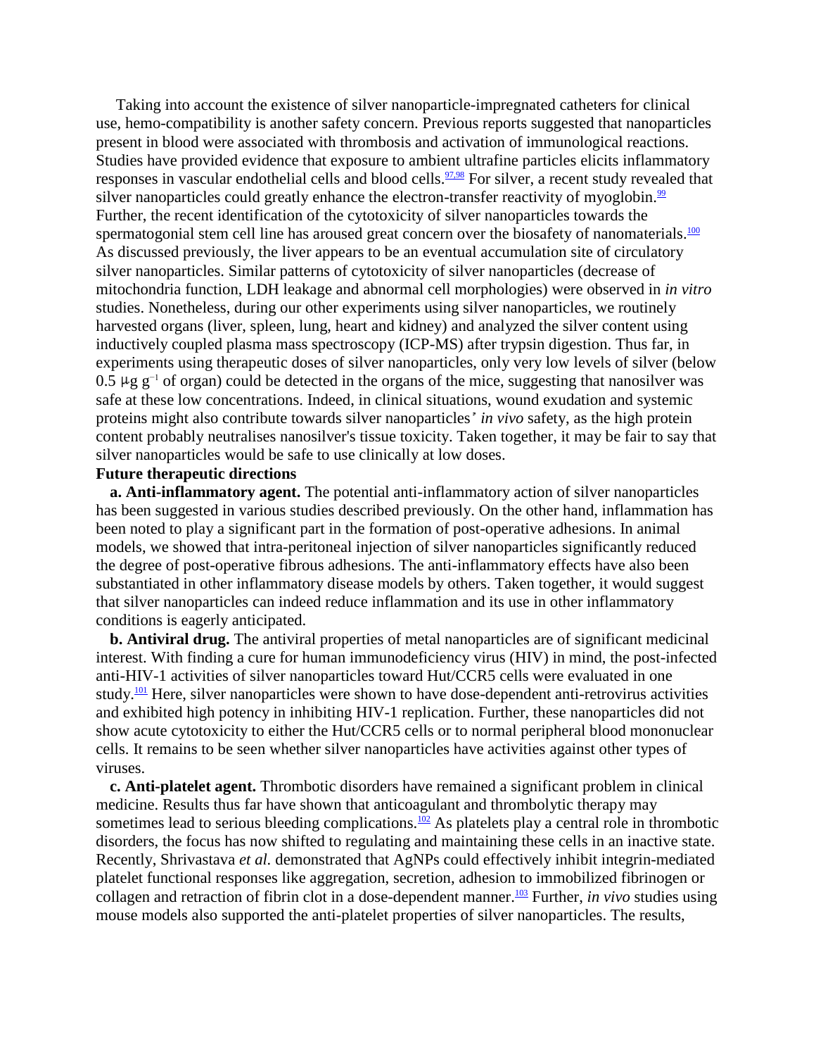Taking into account the existence of silver nanoparticle-impregnated catheters for clinical use, hemo-compatibility is another safety concern. Previous reports suggested that nanoparticles present in blood were associated with thrombosis and activation of immunological reactions. Studies have provided evidence that exposure to ambient ultrafine particles elicits inflammatory responses in vascular endothelial cells and blood cells.[97,98] For silver, a recent study revealed that silver nanoparticles could greatly enhance the electron-transfer reactivity of myoglobin.[99] Further, the recent identification of the cytotoxicity of silver nanoparticles towards the spermatogonial stem cell line has aroused great concern over the biosafety of nanomaterials.[100] As discussed previously, the liver appears to be an eventual accumulation site of circulatory silver nanoparticles. Similar patterns of cytotoxicity of silver nanoparticles (decrease of mitochondria function, LDH leakage and abnormal cell morphologies) were observed in *in vitro* studies. Nonetheless, during our other experiments using silver nanoparticles, we routinely harvested organs (liver, spleen, lung, heart and kidney) and analyzed the silver content using inductively coupled plasma mass spectroscopy (ICP-MS) after trypsin digestion. Thus far, in experiments using therapeutic doses of silver nanoparticles, only very low levels of silver (below $0.5\ \mu g\ g^{-1}$ of organ) could be detected in the organs of the mice, suggesting that nanosilver was safe at these low concentrations. Indeed, in clinical situations, wound exudation and systemic proteins might also contribute towards silver nanoparticles' *in vivo* safety, as the high protein content probably neutralises nanosilver's tissue toxicity. Taken together, it may be fair to say that silver nanoparticles would be safe to use clinically at low doses.

## Future therapeutic directions

**a. Anti-inflammatory agent.** The potential anti-inflammatory action of silver nanoparticles has been suggested in various studies described previously. On the other hand, inflammation has been noted to play a significant part in the formation of post-operative adhesions. In animal models, we showed that intra-peritoneal injection of silver nanoparticles significantly reduced the degree of post-operative fibrous adhesions. The anti-inflammatory effects have also been substantiated in other inflammatory disease models by others. Taken together, it would suggest that silver nanoparticles can indeed reduce inflammation and its use in other inflammatory conditions is eagerly anticipated.

**b. Antiviral drug.** The antiviral properties of metal nanoparticles are of significant medicinal interest. With finding a cure for human immunodeficiency virus (HIV) in mind, the post-infected anti-HIV-1 activities of silver nanoparticles toward Hut/CCR5 cells were evaluated in one study.[101] Here, silver nanoparticles were shown to have dose-dependent anti-retrovirus activities and exhibited high potency in inhibiting HIV-1 replication. Further, these nanoparticles did not show acute cytotoxicity to either the Hut/CCR5 cells or to normal peripheral blood mononuclear cells. It remains to be seen whether silver nanoparticles have activities against other types of viruses.

**c. Anti-platelet agent.** Thrombotic disorders have remained a significant problem in clinical medicine. Results thus far have shown that anticoagulant and thrombolytic therapy may sometimes lead to serious bleeding complications.[102] As platelets play a central role in thrombotic disorders, the focus has now shifted to regulating and maintaining these cells in an inactive state. Recently, Shrivastava *et al.* demonstrated that AgNPs could effectively inhibit integrin-mediated platelet functional responses like aggregation, secretion, adhesion to immobilized fibrinogen or collagen and retraction of fibrin clot in a dose-dependent manner.[103] Further, *in vivo* studies using mouse models also supported the anti-platelet properties of silver nanoparticles. The results,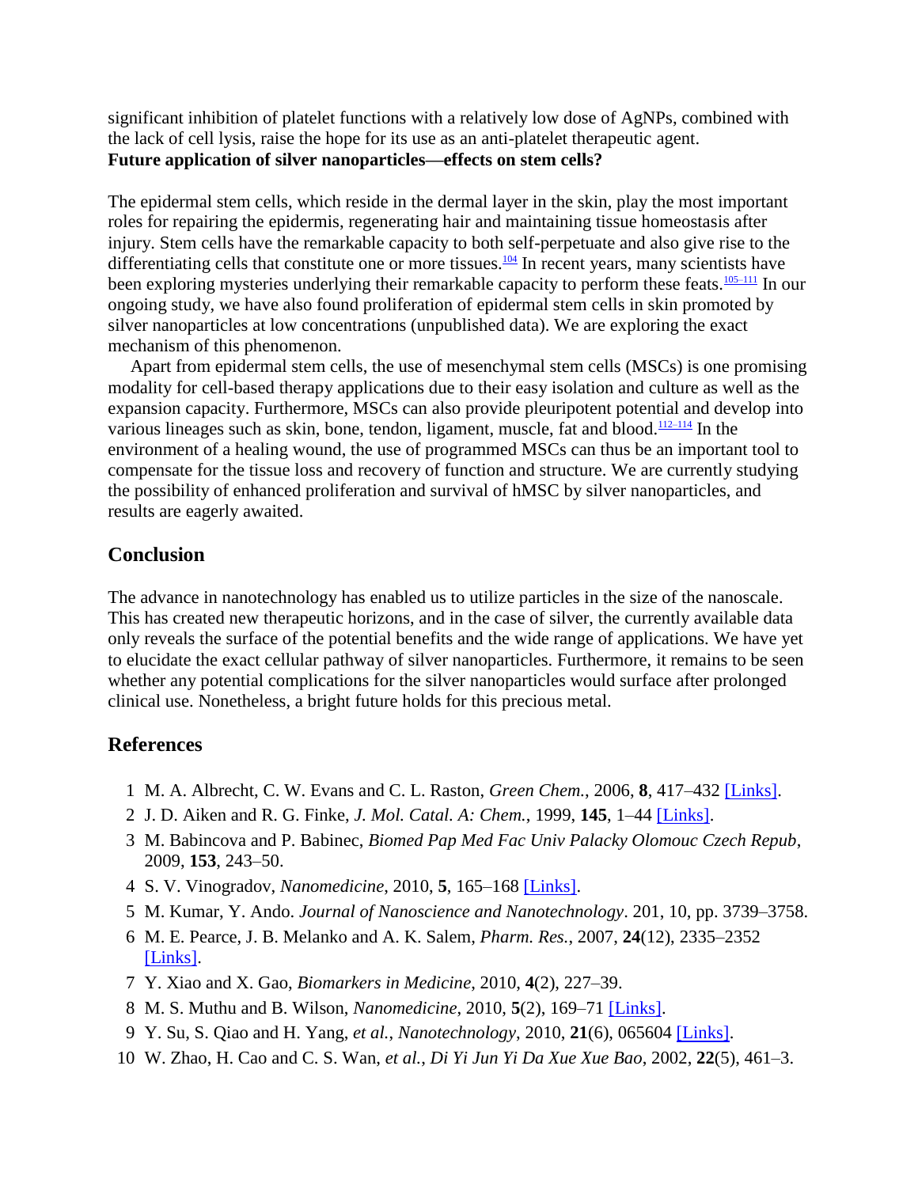significant inhibition of platelet functions with a relatively low dose of AgNPs, combined with the lack of cell lysis, raise the hope for its use as an anti-platelet therapeutic agent.

**Future application of silver nanoparticles—effects on stem cells?**

The epidermal stem cells, which reside in the dermal layer in the skin, play the most important roles for repairing the epidermis, regenerating hair and maintaining tissue homeostasis after injury. Stem cells have the remarkable capacity to both self-perpetuate and also give rise to the differentiating cells that constitute one or more tissues.[104] In recent years, many scientists have been exploring mysteries underlying their remarkable capacity to perform these feats.[105–111] In our ongoing study, we have also found proliferation of epidermal stem cells in skin promoted by silver nanoparticles at low concentrations (unpublished data). We are exploring the exact mechanism of this phenomenon.

Apart from epidermal stem cells, the use of mesenchymal stem cells (MSCs) is one promising modality for cell-based therapy applications due to their easy isolation and culture as well as the expansion capacity. Furthermore, MSCs can also provide pleuripotent potential and develop into various lineages such as skin, bone, tendon, ligament, muscle, fat and blood.[112–114] In the environment of a healing wound, the use of programmed MSCs can thus be an important tool to compensate for the tissue loss and recovery of function and structure. We are currently studying the possibility of enhanced proliferation and survival of hMSC by silver nanoparticles, and results are eagerly awaited.

## Conclusion

The advance in nanotechnology has enabled us to utilize particles in the size of the nanoscale. This has created new therapeutic horizons, and in the case of silver, the currently available data only reveals the surface of the potential benefits and the wide range of applications. We have yet to elucidate the exact cellular pathway of silver nanoparticles. Furthermore, it remains to be seen whether any potential complications for the silver nanoparticles would surface after prolonged clinical use. Nonetheless, a bright future holds for this precious metal.

## References

1. M. A. Albrecht, C. W. Evans and C. L. Raston, *Green Chem.*, 2006, **8**, 417–432 [Links].
2. J. D. Aiken and R. G. Finke, *J. Mol. Catal. A: Chem.*, 1999, **145**, 1–44 [Links].
3. M. Babincova and P. Babinec, *Biomed Pap Med Fac Univ Palacky Olomouc Czech Repub*, 2009, **153**, 243–50.
4. S. V. Vinogradov, *Nanomedicine*, 2010, **5**, 165–168 [Links].
5. M. Kumar, Y. Ando. *Journal of Nanoscience and Nanotechnology*. 201, 10, pp. 3739–3758.
6. M. E. Pearce, J. B. Melanko and A. K. Salem, *Pharm. Res.*, 2007, **24**(12), 2335–2352 [Links].
7. Y. Xiao and X. Gao, *Biomarkers in Medicine*, 2010, **4**(2), 227–39.
8. M. S. Muthu and B. Wilson, *Nanomedicine*, 2010, **5**(2), 169–71 [Links].
9. Y. Su, S. Qiao and H. Yang, *et al.*, *Nanotechnology*, 2010, **21**(6), 065604 [Links].
10. W. Zhao, H. Cao and C. S. Wan, *et al.*, *Di Yi Jun Yi Da Xue Xue Bao*, 2002, **22**(5), 461–3.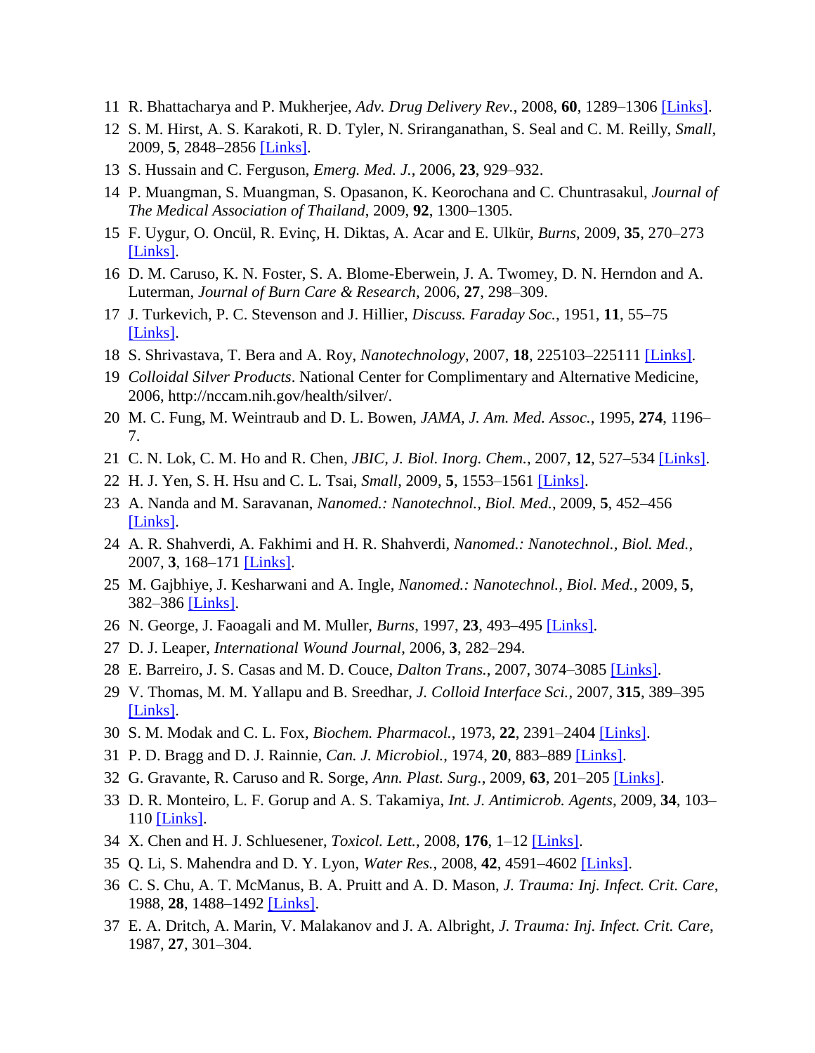11 R. Bhattacharya and P. Mukherjee, *Adv. Drug Delivery Rev.*, 2008, **60**, 1289–1306 [Links].

12 S. M. Hirst, A. S. Karakoti, R. D. Tyler, N. Sriranganathan, S. Seal and C. M. Reilly, *Small*, 2009, **5**, 2848–2856 [Links].

13 S. Hussain and C. Ferguson, *Emerg. Med. J.*, 2006, **23**, 929–932.

14 P. Muangman, S. Muangman, S. Opasanon, K. Keorochana and C. Chuntrasakul, *Journal of The Medical Association of Thailand*, 2009, **92**, 1300–1305.

15 F. Uygur, O. Oncül, R. Evinç, H. Diktas, A. Acar and E. Ulkür, *Burns*, 2009, **35**, 270–273 [Links].

16 D. M. Caruso, K. N. Foster, S. A. Blome-Eberwein, J. A. Twomey, D. N. Herndon and A. Luterman, *Journal of Burn Care & Research*, 2006, **27**, 298–309.

17 J. Turkevich, P. C. Stevenson and J. Hillier, *Discuss. Faraday Soc.*, 1951, **11**, 55–75 [Links].

18 S. Shrivastava, T. Bera and A. Roy, *Nanotechnology*, 2007, **18**, 225103–225111 [Links].

19 *Colloidal Silver Products*. National Center for Complimentary and Alternative Medicine, 2006, http://nccam.nih.gov/health/silver/.

20 M. C. Fung, M. Weintraub and D. L. Bowen, *JAMA, J. Am. Med. Assoc.*, 1995, **274**, 1196–7.

21 C. N. Lok, C. M. Ho and R. Chen, *JBIC, J. Biol. Inorg. Chem.*, 2007, **12**, 527–534 [Links].

22 H. J. Yen, S. H. Hsu and C. L. Tsai, *Small*, 2009, **5**, 1553–1561 [Links].

23 A. Nanda and M. Saravanan, *Nanomed.: Nanotechnol., Biol. Med.*, 2009, **5**, 452–456 [Links].

24 A. R. Shahverdi, A. Fakhimi and H. R. Shahverdi, *Nanomed.: Nanotechnol., Biol. Med.*, 2007, **3**, 168–171 [Links].

25 M. Gajbhiye, J. Kesharwani and A. Ingle, *Nanomed.: Nanotechnol., Biol. Med.*, 2009, **5**, 382–386 [Links].

26 N. George, J. Faoagali and M. Muller, *Burns*, 1997, **23**, 493–495 [Links].

27 D. J. Leaper, *International Wound Journal*, 2006, **3**, 282–294.

28 E. Barreiro, J. S. Casas and M. D. Couce, *Dalton Trans.*, 2007, 3074–3085 [Links].

29 V. Thomas, M. M. Yallapu and B. Sreedhar, *J. Colloid Interface Sci.*, 2007, **315**, 389–395 [Links].

30 S. M. Modak and C. L. Fox, *Biochem. Pharmacol.*, 1973, **22**, 2391–2404 [Links].

31 P. D. Bragg and D. J. Rainnie, *Can. J. Microbiol.*, 1974, **20**, 883–889 [Links].

32 G. Gravante, R. Caruso and R. Sorge, *Ann. Plast. Surg.*, 2009, **63**, 201–205 [Links].

33 D. R. Monteiro, L. F. Gorup and A. S. Takamiya, *Int. J. Antimicrob. Agents*, 2009, **34**, 103–110 [Links].

34 X. Chen and H. J. Schluesener, *Toxicol. Lett.*, 2008, **176**, 1–12 [Links].

35 Q. Li, S. Mahendra and D. Y. Lyon, *Water Res.*, 2008, **42**, 4591–4602 [Links].

36 C. S. Chu, A. T. McManus, B. A. Pruitt and A. D. Mason, *J. Trauma: Inj. Infect. Crit. Care*, 1988, **28**, 1488–1492 [Links].

37 E. A. Dritch, A. Marin, V. Malakanov and J. A. Albright, *J. Trauma: Inj. Infect. Crit. Care*, 1987, **27**, 301–304.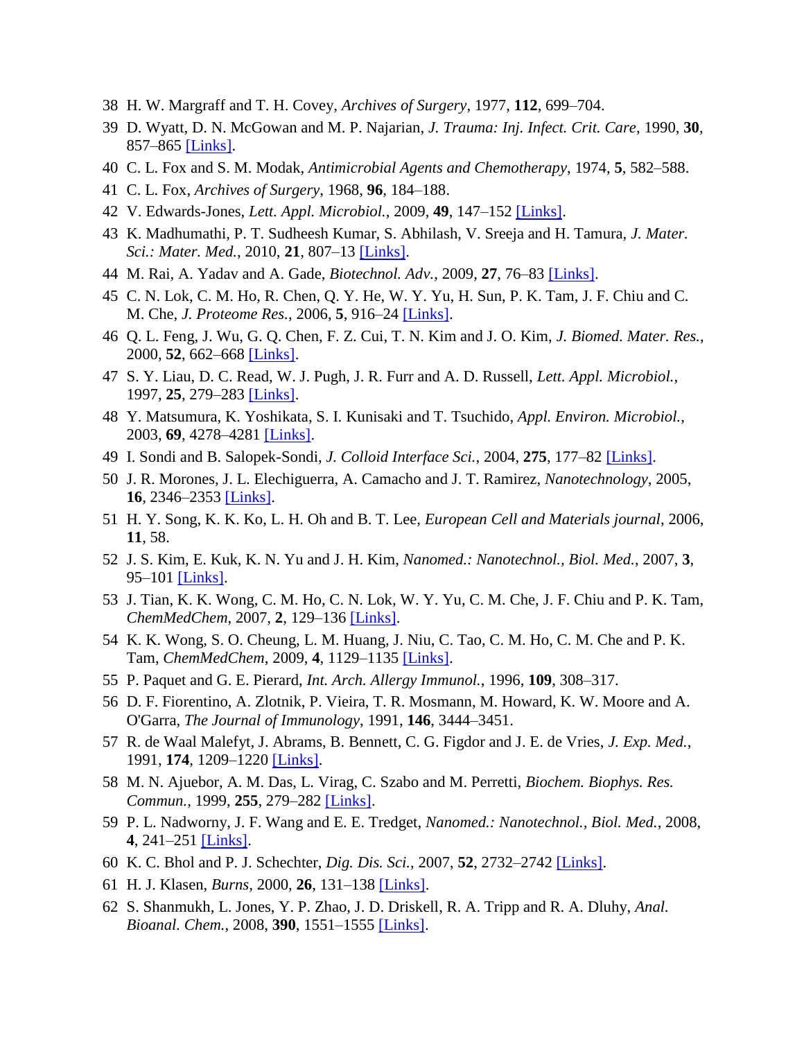38 H. W. Margraff and T. H. Covey, *Archives of Surgery*, 1977, **112**, 699–704.

39 D. Wyatt, D. N. McGowan and M. P. Najarian, *J. Trauma: Inj. Infect. Crit. Care*, 1990, **30**, 857–865 [Links].

40 C. L. Fox and S. M. Modak, *Antimicrobial Agents and Chemotherapy*, 1974, **5**, 582–588.

41 C. L. Fox, *Archives of Surgery*, 1968, **96**, 184–188.

42 V. Edwards-Jones, *Lett. Appl. Microbiol.*, 2009, **49**, 147–152 [Links].

43 K. Madhumathi, P. T. Sudheesh Kumar, S. Abhilash, V. Sreeja and H. Tamura, *J. Mater. Sci.: Mater. Med.*, 2010, **21**, 807–13 [Links].

44 M. Rai, A. Yadav and A. Gade, *Biotechnol. Adv.*, 2009, **27**, 76–83 [Links].

45 C. N. Lok, C. M. Ho, R. Chen, Q. Y. He, W. Y. Yu, H. Sun, P. K. Tam, J. F. Chiu and C. M. Che, *J. Proteome Res.*, 2006, **5**, 916–24 [Links].

46 Q. L. Feng, J. Wu, G. Q. Chen, F. Z. Cui, T. N. Kim and J. O. Kim, *J. Biomed. Mater. Res.*, 2000, **52**, 662–668 [Links].

47 S. Y. Liau, D. C. Read, W. J. Pugh, J. R. Furr and A. D. Russell, *Lett. Appl. Microbiol.*, 1997, **25**, 279–283 [Links].

48 Y. Matsumura, K. Yoshikata, S. I. Kunisaki and T. Tsuchido, *Appl. Environ. Microbiol.*, 2003, **69**, 4278–4281 [Links].

49 I. Sondi and B. Salopek-Sondi, *J. Colloid Interface Sci.*, 2004, **275**, 177–82 [Links].

50 J. R. Morones, J. L. Elechiguerra, A. Camacho and J. T. Ramirez, *Nanotechnology*, 2005, **16**, 2346–2353 [Links].

51 H. Y. Song, K. K. Ko, L. H. Oh and B. T. Lee, *European Cell and Materials journal*, 2006, **11**, 58.

52 J. S. Kim, E. Kuk, K. N. Yu and J. H. Kim, *Nanomed.: Nanotechnol., Biol. Med.*, 2007, **3**, 95–101 [Links].

53 J. Tian, K. K. Wong, C. M. Ho, C. N. Lok, W. Y. Yu, C. M. Che, J. F. Chiu and P. K. Tam, *ChemMedChem*, 2007, **2**, 129–136 [Links].

54 K. K. Wong, S. O. Cheung, L. M. Huang, J. Niu, C. Tao, C. M. Ho, C. M. Che and P. K. Tam, *ChemMedChem*, 2009, **4**, 1129–1135 [Links].

55 P. Paquet and G. E. Pierard, *Int. Arch. Allergy Immunol.*, 1996, **109**, 308–317.

56 D. F. Fiorentino, A. Zlotnik, P. Vieira, T. R. Mosmann, M. Howard, K. W. Moore and A. O'Garra, *The Journal of Immunology*, 1991, **146**, 3444–3451.

57 R. de Waal Malefyt, J. Abrams, B. Bennett, C. G. Figdor and J. E. de Vries, *J. Exp. Med.*, 1991, **174**, 1209–1220 [Links].

58 M. N. Ajuebor, A. M. Das, L. Virag, C. Szabo and M. Perretti, *Biochem. Biophys. Res. Commun.*, 1999, **255**, 279–282 [Links].

59 P. L. Nadworny, J. F. Wang and E. E. Tredget, *Nanomed.: Nanotechnol., Biol. Med.*, 2008, **4**, 241–251 [Links].

60 K. C. Bhol and P. J. Schechter, *Dig. Dis. Sci.*, 2007, **52**, 2732–2742 [Links].

61 H. J. Klasen, *Burns*, 2000, **26**, 131–138 [Links].

62 S. Shanmukh, L. Jones, Y. P. Zhao, J. D. Driskell, R. A. Tripp and R. A. Dluhy, *Anal. Bioanal. Chem.*, 2008, **390**, 1551–1555 [Links].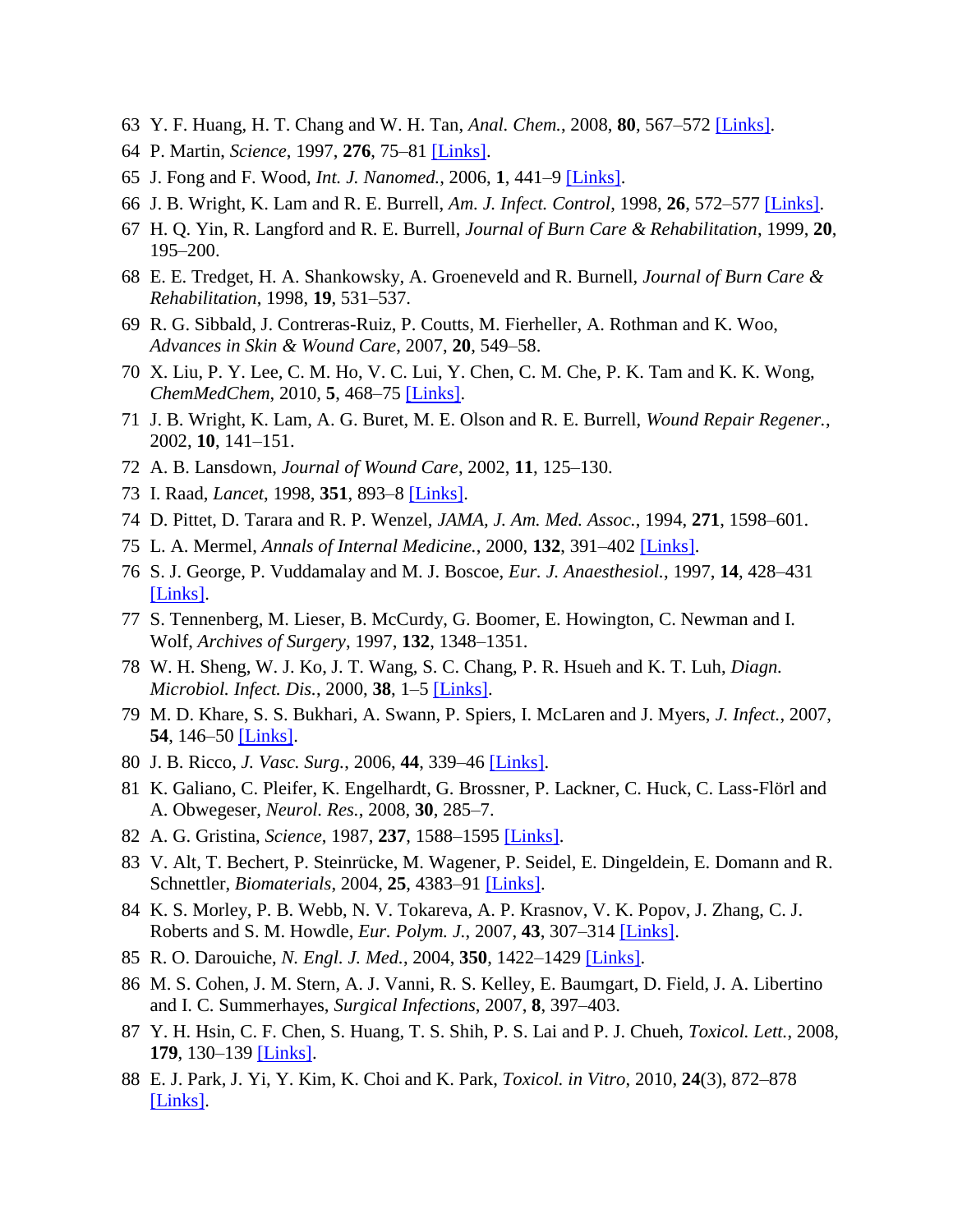63 Y. F. Huang, H. T. Chang and W. H. Tan, *Anal. Chem.*, 2008, **80**, 567–572 [Links].

64 P. Martin, *Science*, 1997, **276**, 75–81 [Links].

65 J. Fong and F. Wood, *Int. J. Nanomed.*, 2006, **1**, 441–9 [Links].

66 J. B. Wright, K. Lam and R. E. Burrell, *Am. J. Infect. Control*, 1998, **26**, 572–577 [Links].

67 H. Q. Yin, R. Langford and R. E. Burrell, *Journal of Burn Care & Rehabilitation*, 1999, **20**, 195–200.

68 E. E. Tredget, H. A. Shankowsky, A. Groeneveld and R. Burnell, *Journal of Burn Care & Rehabilitation*, 1998, **19**, 531–537.

69 R. G. Sibbald, J. Contreras-Ruiz, P. Coutts, M. Fierheller, A. Rothman and K. Woo, *Advances in Skin & Wound Care*, 2007, **20**, 549–58.

70 X. Liu, P. Y. Lee, C. M. Ho, V. C. Lui, Y. Chen, C. M. Che, P. K. Tam and K. K. Wong, *ChemMedChem*, 2010, **5**, 468–75 [Links].

71 J. B. Wright, K. Lam, A. G. Buret, M. E. Olson and R. E. Burrell, *Wound Repair Regener.*, 2002, **10**, 141–151.

72 A. B. Lansdown, *Journal of Wound Care*, 2002, **11**, 125–130.

73 I. Raad, *Lancet*, 1998, **351**, 893–8 [Links].

74 D. Pittet, D. Tarara and R. P. Wenzel, *JAMA, J. Am. Med. Assoc.*, 1994, **271**, 1598–601.

75 L. A. Mermel, *Annals of Internal Medicine.*, 2000, **132**, 391–402 [Links].

76 S. J. George, P. Vuddamalay and M. J. Boscoe, *Eur. J. Anaesthesiol.*, 1997, **14**, 428–431 [Links].

77 S. Tennenberg, M. Lieser, B. McCurdy, G. Boomer, E. Howington, C. Newman and I. Wolf, *Archives of Surgery*, 1997, **132**, 1348–1351.

78 W. H. Sheng, W. J. Ko, J. T. Wang, S. C. Chang, P. R. Hsueh and K. T. Luh, *Diagn. Microbiol. Infect. Dis.*, 2000, **38**, 1–5 [Links].

79 M. D. Khare, S. S. Bukhari, A. Swann, P. Spiers, I. McLaren and J. Myers, *J. Infect.*, 2007, **54**, 146–50 [Links].

80 J. B. Ricco, *J. Vasc. Surg.*, 2006, **44**, 339–46 [Links].

81 K. Galiano, C. Pleifer, K. Engelhardt, G. Brossner, P. Lackner, C. Huck, C. Lass-Flörl and A. Obwegeser, *Neurol. Res.*, 2008, **30**, 285–7.

82 A. G. Gristina, *Science*, 1987, **237**, 1588–1595 [Links].

83 V. Alt, T. Bechert, P. Steinrücke, M. Wagener, P. Seidel, E. Dingeldein, E. Domann and R. Schnettler, *Biomaterials*, 2004, **25**, 4383–91 [Links].

84 K. S. Morley, P. B. Webb, N. V. Tokareva, A. P. Krasnov, V. K. Popov, J. Zhang, C. J. Roberts and S. M. Howdle, *Eur. Polym. J.*, 2007, **43**, 307–314 [Links].

85 R. O. Darouiche, *N. Engl. J. Med.*, 2004, **350**, 1422–1429 [Links].

86 M. S. Cohen, J. M. Stern, A. J. Vanni, R. S. Kelley, E. Baumgart, D. Field, J. A. Libertino and I. C. Summerhayes, *Surgical Infections*, 2007, **8**, 397–403.

87 Y. H. Hsin, C. F. Chen, S. Huang, T. S. Shih, P. S. Lai and P. J. Chueh, *Toxicol. Lett.*, 2008, **179**, 130–139 [Links].

88 E. J. Park, J. Yi, Y. Kim, K. Choi and K. Park, *Toxicol. in Vitro*, 2010, **24**(3), 872–878 [Links].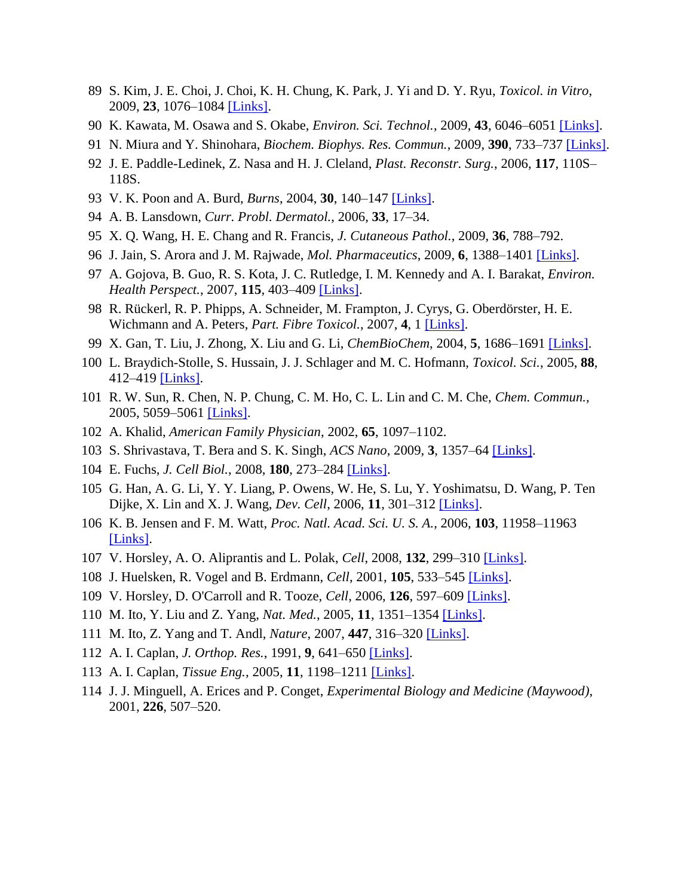89 S. Kim, J. E. Choi, J. Choi, K. H. Chung, K. Park, J. Yi and D. Y. Ryu, *Toxicol. in Vitro*, 2009, **23**, 1076–1084 [Links].

90 K. Kawata, M. Osawa and S. Okabe, *Environ. Sci. Technol.*, 2009, **43**, 6046–6051 [Links].

91 N. Miura and Y. Shinohara, *Biochem. Biophys. Res. Commun.*, 2009, **390**, 733–737 [Links].

92 J. E. Paddle-Ledinek, Z. Nasa and H. J. Cleland, *Plast. Reconstr. Surg.*, 2006, **117**, 110S–118S.

93 V. K. Poon and A. Burd, *Burns*, 2004, **30**, 140–147 [Links].

94 A. B. Lansdown, *Curr. Probl. Dermatol.*, 2006, **33**, 17–34.

95 X. Q. Wang, H. E. Chang and R. Francis, *J. Cutaneous Pathol.*, 2009, **36**, 788–792.

96 J. Jain, S. Arora and J. M. Rajwade, *Mol. Pharmaceutics*, 2009, **6**, 1388–1401 [Links].

97 A. Gojova, B. Guo, R. S. Kota, J. C. Rutledge, I. M. Kennedy and A. I. Barakat, *Environ. Health Perspect.*, 2007, **115**, 403–409 [Links].

98 R. Rückerl, R. P. Phipps, A. Schneider, M. Frampton, J. Cyrys, G. Oberdörster, H. E. Wichmann and A. Peters, *Part. Fibre Toxicol.*, 2007, **4**, 1 [Links].

99 X. Gan, T. Liu, J. Zhong, X. Liu and G. Li, *ChemBioChem*, 2004, **5**, 1686–1691 [Links].

100 L. Braydich-Stolle, S. Hussain, J. J. Schlager and M. C. Hofmann, *Toxicol. Sci.*, 2005, **88**, 412–419 [Links].

101 R. W. Sun, R. Chen, N. P. Chung, C. M. Ho, C. L. Lin and C. M. Che, *Chem. Commun.*, 2005, 5059–5061 [Links].

102 A. Khalid, *American Family Physician*, 2002, **65**, 1097–1102.

103 S. Shrivastava, T. Bera and S. K. Singh, *ACS Nano*, 2009, **3**, 1357–64 [Links].

104 E. Fuchs, *J. Cell Biol.*, 2008, **180**, 273–284 [Links].

105 G. Han, A. G. Li, Y. Y. Liang, P. Owens, W. He, S. Lu, Y. Yoshimatsu, D. Wang, P. Ten Dijke, X. Lin and X. J. Wang, *Dev. Cell*, 2006, **11**, 301–312 [Links].

106 K. B. Jensen and F. M. Watt, *Proc. Natl. Acad. Sci. U. S. A.*, 2006, **103**, 11958–11963 [Links].

107 V. Horsley, A. O. Aliprantis and L. Polak, *Cell*, 2008, **132**, 299–310 [Links].

108 J. Huelsken, R. Vogel and B. Erdmann, *Cell*, 2001, **105**, 533–545 [Links].

109 V. Horsley, D. O'Carroll and R. Tooze, *Cell*, 2006, **126**, 597–609 [Links].

110 M. Ito, Y. Liu and Z. Yang, *Nat. Med.*, 2005, **11**, 1351–1354 [Links].

111 M. Ito, Z. Yang and T. Andl, *Nature*, 2007, **447**, 316–320 [Links].

112 A. I. Caplan, *J. Orthop. Res.*, 1991, **9**, 641–650 [Links].

113 A. I. Caplan, *Tissue Eng.*, 2005, **11**, 1198–1211 [Links].

114 J. J. Minguell, A. Erices and P. Conget, *Experimental Biology and Medicine (Maywood)*, 2001, **226**, 507–520.